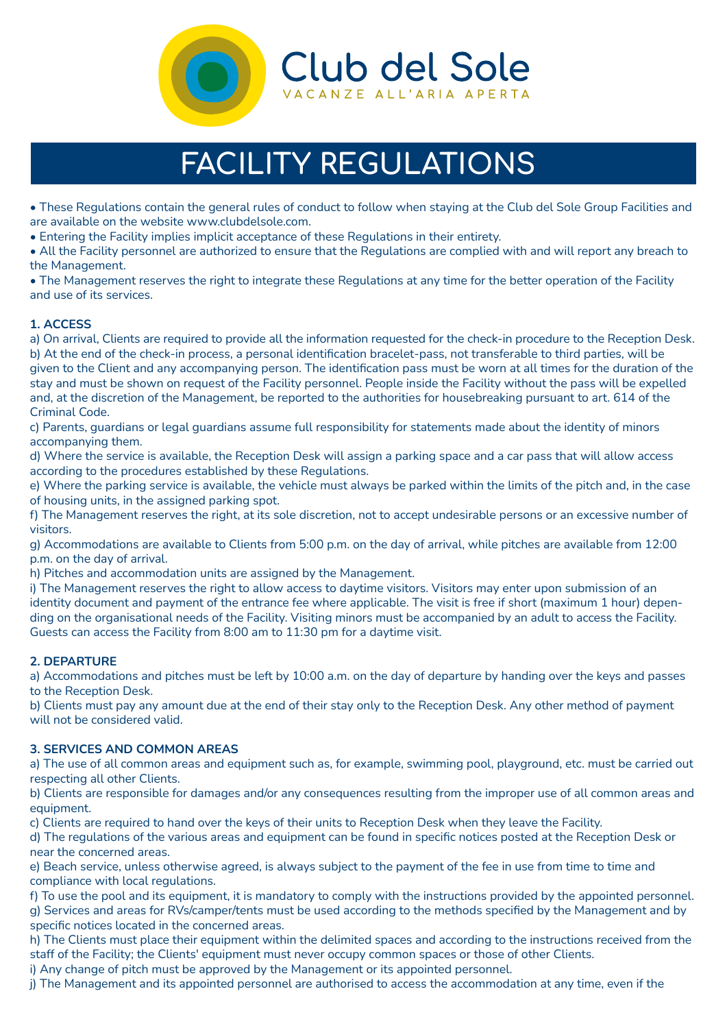# Club del Sole

VACANZE ALL'ARIA APERTA

# FACILITY REGULATIONS

- These Regulations contain the general rules of conduct to follow when staying at the Club del Sole Group Facilities and are available on the website www.clubdelsole.com.
- Entering the Facility implies implicit acceptance of these Regulations in their entirety.
- All the Facility personnel are authorized to ensure that the Regulations are complied with and will report any breach to the Management.
- The Management reserves the right to integrate these Regulations at any time for the better operation of the Facility and use of its services.

**1. ACCESS**

a) On arrival, Clients are required to provide all the information requested for the check-in procedure to the Reception Desk.
b) At the end of the check-in process, a personal identification bracelet-pass, not transferable to third parties, will be given to the Client and any accompanying person. The identification pass must be worn at all times for the duration of the stay and must be shown on request of the Facility personnel. People inside the Facility without the pass will be expelled and, at the discretion of the Management, be reported to the authorities for housebreaking pursuant to art. 614 of the Criminal Code.
c) Parents, guardians or legal guardians assume full responsibility for statements made about the identity of minors accompanying them.
d) Where the service is available, the Reception Desk will assign a parking space and a car pass that will allow access according to the procedures established by these Regulations.
e) Where the parking service is available, the vehicle must always be parked within the limits of the pitch and, in the case of housing units, in the assigned parking spot.
f) The Management reserves the right, at its sole discretion, not to accept undesirable persons or an excessive number of visitors.
g) Accommodations are available to Clients from 5:00 p.m. on the day of arrival, while pitches are available from 12:00 p.m. on the day of arrival.
h) Pitches and accommodation units are assigned by the Management.
i) The Management reserves the right to allow access to daytime visitors. Visitors may enter upon submission of an identity document and payment of the entrance fee where applicable. The visit is free if short (maximum 1 hour) depending on the organisational needs of the Facility. Visiting minors must be accompanied by an adult to access the Facility. Guests can access the Facility from 8:00 am to 11:30 pm for a daytime visit.

**2. DEPARTURE**

a) Accommodations and pitches must be left by 10:00 a.m. on the day of departure by handing over the keys and passes to the Reception Desk.
b) Clients must pay any amount due at the end of their stay only to the Reception Desk. Any other method of payment will not be considered valid.

**3. SERVICES AND COMMON AREAS**

a) The use of all common areas and equipment such as, for example, swimming pool, playground, etc. must be carried out respecting all other Clients.
b) Clients are responsible for damages and/or any consequences resulting from the improper use of all common areas and equipment.
c) Clients are required to hand over the keys of their units to Reception Desk when they leave the Facility.
d) The regulations of the various areas and equipment can be found in specific notices posted at the Reception Desk or near the concerned areas.
e) Beach service, unless otherwise agreed, is always subject to the payment of the fee in use from time to time and compliance with local regulations.
f) To use the pool and its equipment, it is mandatory to comply with the instructions provided by the appointed personnel.
g) Services and areas for RVs/camper/tents must be used according to the methods specified by the Management and by specific notices located in the concerned areas.
h) The Clients must place their equipment within the delimited spaces and according to the instructions received from the staff of the Facility; the Clients' equipment must never occupy common spaces or those of other Clients.
i) Any change of pitch must be approved by the Management or its appointed personnel.
j) The Management and its appointed personnel are authorised to access the accommodation at any time, even if the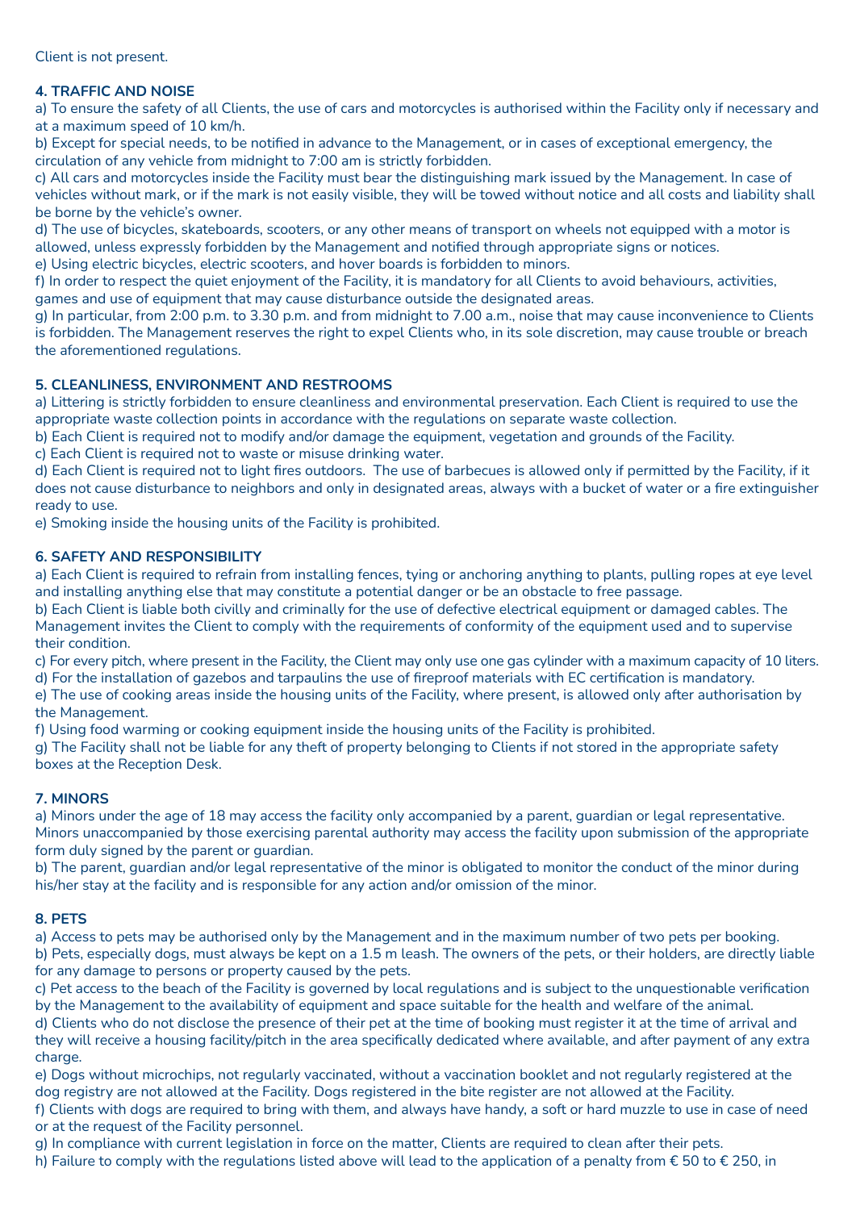Client is not present.

**4. TRAFFIC AND NOISE**

a) To ensure the safety of all Clients, the use of cars and motorcycles is authorised within the Facility only if necessary and at a maximum speed of 10 km/h.
b) Except for special needs, to be notified in advance to the Management, or in cases of exceptional emergency, the circulation of any vehicle from midnight to 7:00 am is strictly forbidden.
c) All cars and motorcycles inside the Facility must bear the distinguishing mark issued by the Management. In case of vehicles without mark, or if the mark is not easily visible, they will be towed without notice and all costs and liability shall be borne by the vehicle's owner.
d) The use of bicycles, skateboards, scooters, or any other means of transport on wheels not equipped with a motor is allowed, unless expressly forbidden by the Management and notified through appropriate signs or notices.
e) Using electric bicycles, electric scooters, and hover boards is forbidden to minors.
f) In order to respect the quiet enjoyment of the Facility, it is mandatory for all Clients to avoid behaviours, activities, games and use of equipment that may cause disturbance outside the designated areas.
g) In particular, from 2:00 p.m. to 3.30 p.m. and from midnight to 7.00 a.m., noise that may cause inconvenience to Clients is forbidden. The Management reserves the right to expel Clients who, in its sole discretion, may cause trouble or breach the aforementioned regulations.

**5. CLEANLINESS, ENVIRONMENT AND RESTROOMS**

a) Littering is strictly forbidden to ensure cleanliness and environmental preservation. Each Client is required to use the appropriate waste collection points in accordance with the regulations on separate waste collection.
b) Each Client is required not to modify and/or damage the equipment, vegetation and grounds of the Facility.
c) Each Client is required not to waste or misuse drinking water.
d) Each Client is required not to light fires outdoors. The use of barbecues is allowed only if permitted by the Facility, if it does not cause disturbance to neighbors and only in designated areas, always with a bucket of water or a fire extinguisher ready to use.
e) Smoking inside the housing units of the Facility is prohibited.

**6. SAFETY AND RESPONSIBILITY**

a) Each Client is required to refrain from installing fences, tying or anchoring anything to plants, pulling ropes at eye level and installing anything else that may constitute a potential danger or be an obstacle to free passage.
b) Each Client is liable both civilly and criminally for the use of defective electrical equipment or damaged cables. The Management invites the Client to comply with the requirements of conformity of the equipment used and to supervise their condition.
c) For every pitch, where present in the Facility, the Client may only use one gas cylinder with a maximum capacity of 10 liters.
d) For the installation of gazebos and tarpaulins the use of fireproof materials with EC certification is mandatory.
e) The use of cooking areas inside the housing units of the Facility, where present, is allowed only after authorisation by the Management.
f) Using food warming or cooking equipment inside the housing units of the Facility is prohibited.
g) The Facility shall not be liable for any theft of property belonging to Clients if not stored in the appropriate safety boxes at the Reception Desk.

**7. MINORS**

a) Minors under the age of 18 may access the facility only accompanied by a parent, guardian or legal representative. Minors unaccompanied by those exercising parental authority may access the facility upon submission of the appropriate form duly signed by the parent or guardian.
b) The parent, guardian and/or legal representative of the minor is obligated to monitor the conduct of the minor during his/her stay at the facility and is responsible for any action and/or omission of the minor.

**8. PETS**

a) Access to pets may be authorised only by the Management and in the maximum number of two pets per booking.
b) Pets, especially dogs, must always be kept on a 1.5 m leash. The owners of the pets, or their holders, are directly liable for any damage to persons or property caused by the pets.
c) Pet access to the beach of the Facility is governed by local regulations and is subject to the unquestionable verification by the Management to the availability of equipment and space suitable for the health and welfare of the animal.
d) Clients who do not disclose the presence of their pet at the time of booking must register it at the time of arrival and they will receive a housing facility/pitch in the area specifically dedicated where available, and after payment of any extra charge.
e) Dogs without microchips, not regularly vaccinated, without a vaccination booklet and not regularly registered at the dog registry are not allowed at the Facility. Dogs registered in the bite register are not allowed at the Facility.
f) Clients with dogs are required to bring with them, and always have handy, a soft or hard muzzle to use in case of need or at the request of the Facility personnel.
g) In compliance with current legislation in force on the matter, Clients are required to clean after their pets.
h) Failure to comply with the regulations listed above will lead to the application of a penalty from € 50 to € 250, in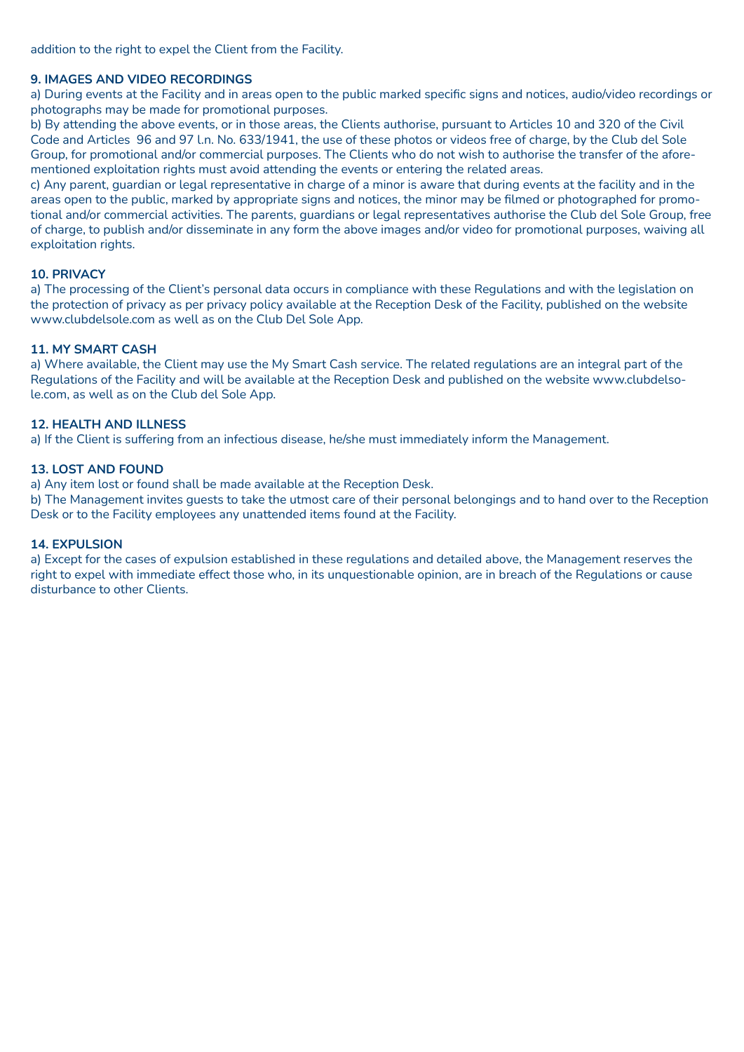addition to the right to expel the Client from the Facility.

**9. IMAGES AND VIDEO RECORDINGS**

a) During events at the Facility and in areas open to the public marked specific signs and notices, audio/video recordings or photographs may be made for promotional purposes.

b) By attending the above events, or in those areas, the Clients authorise, pursuant to Articles 10 and 320 of the Civil Code and Articles 96 and 97 l.n. No. 633/1941, the use of these photos or videos free of charge, by the Club del Sole Group, for promotional and/or commercial purposes. The Clients who do not wish to authorise the transfer of the aforementioned exploitation rights must avoid attending the events or entering the related areas.

c) Any parent, guardian or legal representative in charge of a minor is aware that during events at the facility and in the areas open to the public, marked by appropriate signs and notices, the minor may be filmed or photographed for promotional and/or commercial activities. The parents, guardians or legal representatives authorise the Club del Sole Group, free of charge, to publish and/or disseminate in any form the above images and/or video for promotional purposes, waiving all exploitation rights.

**10. PRIVACY**

a) The processing of the Client's personal data occurs in compliance with these Regulations and with the legislation on the protection of privacy as per privacy policy available at the Reception Desk of the Facility, published on the website www.clubdelsole.com as well as on the Club Del Sole App.

**11. MY SMART CASH**

a) Where available, the Client may use the My Smart Cash service. The related regulations are an integral part of the Regulations of the Facility and will be available at the Reception Desk and published on the website www.clubdelsole.com, as well as on the Club del Sole App.

**12. HEALTH AND ILLNESS**

a) If the Client is suffering from an infectious disease, he/she must immediately inform the Management.

**13. LOST AND FOUND**

a) Any item lost or found shall be made available at the Reception Desk.

b) The Management invites guests to take the utmost care of their personal belongings and to hand over to the Reception Desk or to the Facility employees any unattended items found at the Facility.

**14. EXPULSION**

a) Except for the cases of expulsion established in these regulations and detailed above, the Management reserves the right to expel with immediate effect those who, in its unquestionable opinion, are in breach of the Regulations or cause disturbance to other Clients.